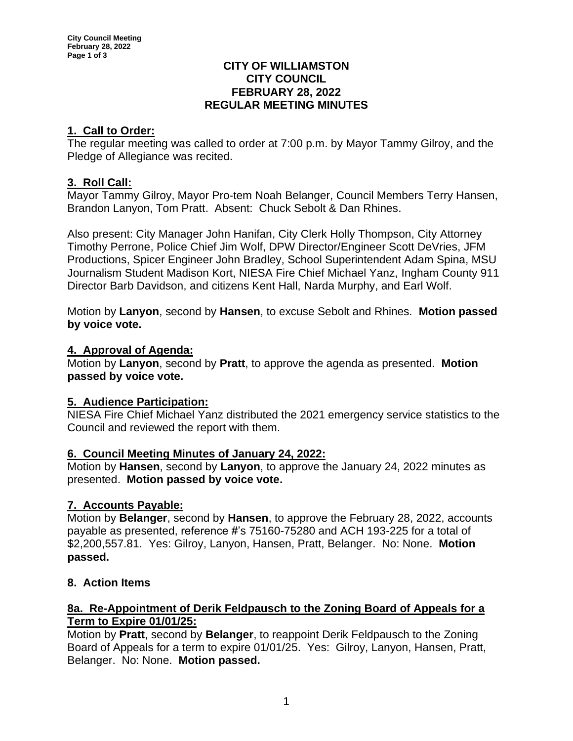# CITY OF WILLIAMSTON
# CITY COUNCIL
# FEBRUARY 28, 2022
# REGULAR MEETING MINUTES

## 1. Call to Order:

The regular meeting was called to order at 7:00 p.m. by Mayor Tammy Gilroy, and the Pledge of Allegiance was recited.

## 3. Roll Call:

Mayor Tammy Gilroy, Mayor Pro-tem Noah Belanger, Council Members Terry Hansen, Brandon Lanyon, Tom Pratt. Absent: Chuck Sebolt & Dan Rhines.

Also present: City Manager John Hanifan, City Clerk Holly Thompson, City Attorney Timothy Perrone, Police Chief Jim Wolf, DPW Director/Engineer Scott DeVries, JFM Productions, Spicer Engineer John Bradley, School Superintendent Adam Spina, MSU Journalism Student Madison Kort, NIESA Fire Chief Michael Yanz, Ingham County 911 Director Barb Davidson, and citizens Kent Hall, Narda Murphy, and Earl Wolf.

Motion by **Lanyon**, second by **Hansen**, to excuse Sebolt and Rhines. **Motion passed by voice vote.**

## 4. Approval of Agenda:

Motion by **Lanyon**, second by **Pratt**, to approve the agenda as presented. **Motion passed by voice vote.**

## 5. Audience Participation:

NIESA Fire Chief Michael Yanz distributed the 2021 emergency service statistics to the Council and reviewed the report with them.

## 6. Council Meeting Minutes of January 24, 2022:

Motion by **Hansen**, second by **Lanyon**, to approve the January 24, 2022 minutes as presented. **Motion passed by voice vote.**

## 7. Accounts Payable:

Motion by **Belanger**, second by **Hansen**, to approve the February 28, 2022, accounts payable as presented, reference #'s 75160-75280 and ACH 193-225 for a total of $2,200,557.81. Yes: Gilroy, Lanyon, Hansen, Pratt, Belanger. No: None. **Motion passed.**

## 8. Action Items

### 8a. Re-Appointment of Derik Feldpausch to the Zoning Board of Appeals for a Term to Expire 01/01/25:

Motion by **Pratt**, second by **Belanger**, to reappoint Derik Feldpausch to the Zoning Board of Appeals for a term to expire 01/01/25. Yes: Gilroy, Lanyon, Hansen, Pratt, Belanger. No: None. **Motion passed.**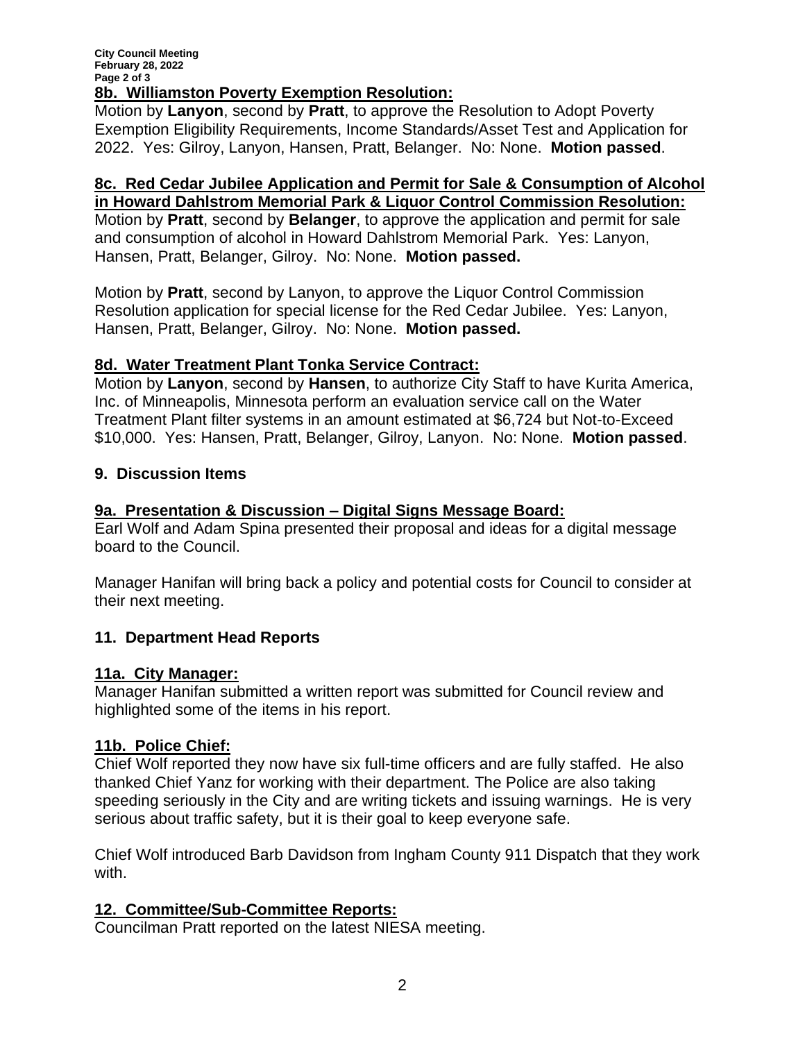## 8b. Williamston Poverty Exemption Resolution:

Motion by **Lanyon**, second by **Pratt**, to approve the Resolution to Adopt Poverty Exemption Eligibility Requirements, Income Standards/Asset Test and Application for 2022. Yes: Gilroy, Lanyon, Hansen, Pratt, Belanger. No: None. **Motion passed**.

## 8c. Red Cedar Jubilee Application and Permit for Sale & Consumption of Alcohol in Howard Dahlstrom Memorial Park & Liquor Control Commission Resolution:

Motion by **Pratt**, second by **Belanger**, to approve the application and permit for sale and consumption of alcohol in Howard Dahlstrom Memorial Park. Yes: Lanyon, Hansen, Pratt, Belanger, Gilroy. No: None. **Motion passed.**

Motion by **Pratt**, second by Lanyon, to approve the Liquor Control Commission Resolution application for special license for the Red Cedar Jubilee. Yes: Lanyon, Hansen, Pratt, Belanger, Gilroy. No: None. **Motion passed.**

## 8d. Water Treatment Plant Tonka Service Contract:

Motion by **Lanyon**, second by **Hansen**, to authorize City Staff to have Kurita America, Inc. of Minneapolis, Minnesota perform an evaluation service call on the Water Treatment Plant filter systems in an amount estimated at $6,724 but Not-to-Exceed $10,000. Yes: Hansen, Pratt, Belanger, Gilroy, Lanyon. No: None. **Motion passed**.

## 9. Discussion Items

## 9a. Presentation & Discussion – Digital Signs Message Board:

Earl Wolf and Adam Spina presented their proposal and ideas for a digital message board to the Council.

Manager Hanifan will bring back a policy and potential costs for Council to consider at their next meeting.

## 11. Department Head Reports

## 11a. City Manager:

Manager Hanifan submitted a written report was submitted for Council review and highlighted some of the items in his report.

## 11b. Police Chief:

Chief Wolf reported they now have six full-time officers and are fully staffed. He also thanked Chief Yanz for working with their department. The Police are also taking speeding seriously in the City and are writing tickets and issuing warnings. He is very serious about traffic safety, but it is their goal to keep everyone safe.

Chief Wolf introduced Barb Davidson from Ingham County 911 Dispatch that they work with.

## 12. Committee/Sub-Committee Reports:

Councilman Pratt reported on the latest NIESA meeting.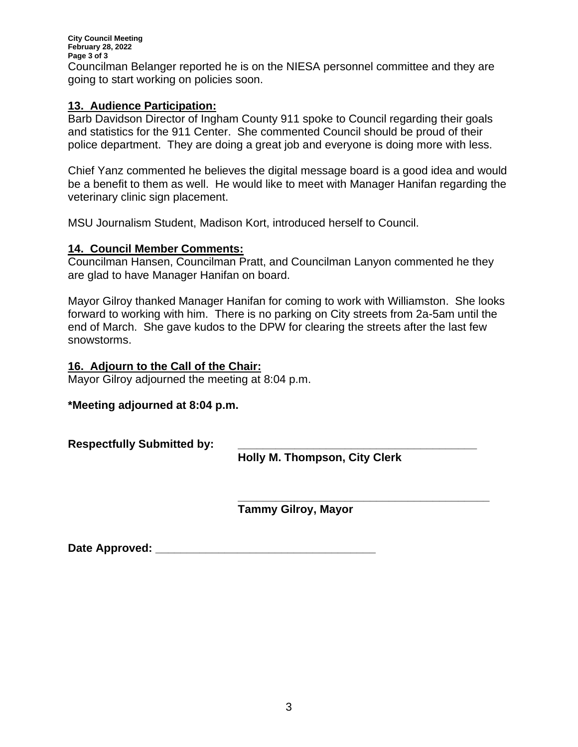Councilman Belanger reported he is on the NIESA personnel committee and they are going to start working on policies soon.

**13. Audience Participation:**

Barb Davidson Director of Ingham County 911 spoke to Council regarding their goals and statistics for the 911 Center. She commented Council should be proud of their police department. They are doing a great job and everyone is doing more with less.

Chief Yanz commented he believes the digital message board is a good idea and would be a benefit to them as well. He would like to meet with Manager Hanifan regarding the veterinary clinic sign placement.

MSU Journalism Student, Madison Kort, introduced herself to Council.

**14. Council Member Comments:**

Councilman Hansen, Councilman Pratt, and Councilman Lanyon commented he they are glad to have Manager Hanifan on board.

Mayor Gilroy thanked Manager Hanifan for coming to work with Williamston. She looks forward to working with him. There is no parking on City streets from 2a-5am until the end of March. She gave kudos to the DPW for clearing the streets after the last few snowstorms.

**16. Adjourn to the Call of the Chair:**

Mayor Gilroy adjourned the meeting at 8:04 p.m.

**\*Meeting adjourned at 8:04 p.m.**

**Respectfully Submitted by:** ________________________________________
**Holly M. Thompson, City Clerk**

________________________________________
**Tammy Gilroy, Mayor**

**Date Approved:** ____________________________________